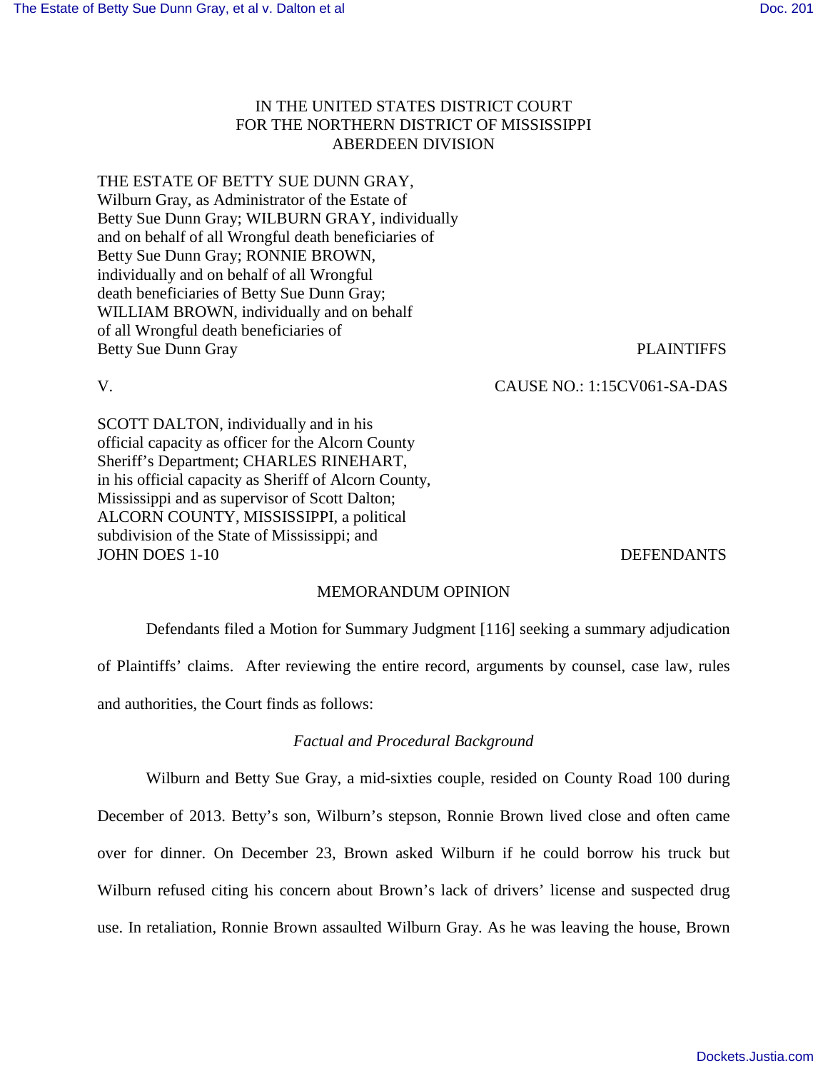IN THE UNITED STATES DISTRICT COURT
FOR THE NORTHERN DISTRICT OF MISSISSIPPI
ABERDEEN DIVISION

THE ESTATE OF BETTY SUE DUNN GRAY, Wilburn Gray, as Administrator of the Estate of Betty Sue Dunn Gray; WILBURN GRAY, individually and on behalf of all Wrongful death beneficiaries of Betty Sue Dunn Gray; RONNIE BROWN, individually and on behalf of all Wrongful death beneficiaries of Betty Sue Dunn Gray; WILLIAM BROWN, individually and on behalf of all Wrongful death beneficiaries of Betty Sue Dunn Gray — PLAINTIFFS

V. — CAUSE NO.: 1:15CV061-SA-DAS

SCOTT DALTON, individually and in his official capacity as officer for the Alcorn County Sheriff's Department; CHARLES RINEHART, in his official capacity as Sheriff of Alcorn County, Mississippi and as supervisor of Scott Dalton; ALCORN COUNTY, MISSISSIPPI, a political subdivision of the State of Mississippi; and JOHN DOES 1-10 — DEFENDANTS

MEMORANDUM OPINION

Defendants filed a Motion for Summary Judgment [116] seeking a summary adjudication of Plaintiffs' claims. After reviewing the entire record, arguments by counsel, case law, rules and authorities, the Court finds as follows:

*Factual and Procedural Background*

Wilburn and Betty Sue Gray, a mid-sixties couple, resided on County Road 100 during December of 2013. Betty's son, Wilburn's stepson, Ronnie Brown lived close and often came over for dinner. On December 23, Brown asked Wilburn if he could borrow his truck but Wilburn refused citing his concern about Brown's lack of drivers' license and suspected drug use. In retaliation, Ronnie Brown assaulted Wilburn Gray. As he was leaving the house, Brown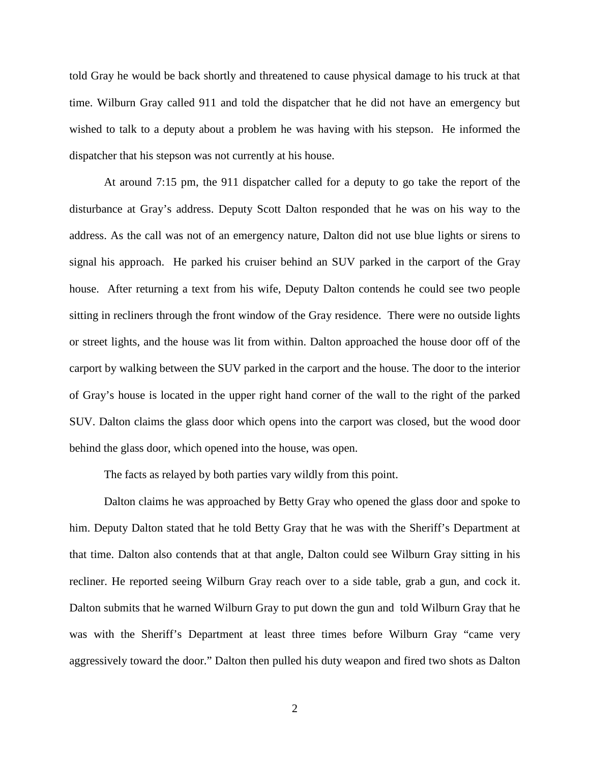told Gray he would be back shortly and threatened to cause physical damage to his truck at that time. Wilburn Gray called 911 and told the dispatcher that he did not have an emergency but wished to talk to a deputy about a problem he was having with his stepson. He informed the dispatcher that his stepson was not currently at his house.

At around 7:15 pm, the 911 dispatcher called for a deputy to go take the report of the disturbance at Gray's address. Deputy Scott Dalton responded that he was on his way to the address. As the call was not of an emergency nature, Dalton did not use blue lights or sirens to signal his approach. He parked his cruiser behind an SUV parked in the carport of the Gray house. After returning a text from his wife, Deputy Dalton contends he could see two people sitting in recliners through the front window of the Gray residence. There were no outside lights or street lights, and the house was lit from within. Dalton approached the house door off of the carport by walking between the SUV parked in the carport and the house. The door to the interior of Gray's house is located in the upper right hand corner of the wall to the right of the parked SUV. Dalton claims the glass door which opens into the carport was closed, but the wood door behind the glass door, which opened into the house, was open.

The facts as relayed by both parties vary wildly from this point.

Dalton claims he was approached by Betty Gray who opened the glass door and spoke to him. Deputy Dalton stated that he told Betty Gray that he was with the Sheriff's Department at that time. Dalton also contends that at that angle, Dalton could see Wilburn Gray sitting in his recliner. He reported seeing Wilburn Gray reach over to a side table, grab a gun, and cock it. Dalton submits that he warned Wilburn Gray to put down the gun and told Wilburn Gray that he was with the Sheriff's Department at least three times before Wilburn Gray "came very aggressively toward the door." Dalton then pulled his duty weapon and fired two shots as Dalton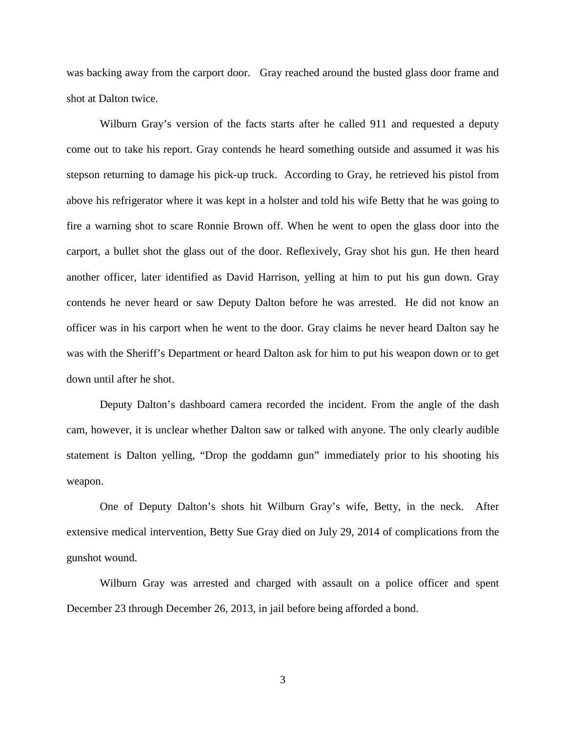was backing away from the carport door. Gray reached around the busted glass door frame and shot at Dalton twice.

Wilburn Gray's version of the facts starts after he called 911 and requested a deputy come out to take his report. Gray contends he heard something outside and assumed it was his stepson returning to damage his pick-up truck. According to Gray, he retrieved his pistol from above his refrigerator where it was kept in a holster and told his wife Betty that he was going to fire a warning shot to scare Ronnie Brown off. When he went to open the glass door into the carport, a bullet shot the glass out of the door. Reflexively, Gray shot his gun. He then heard another officer, later identified as David Harrison, yelling at him to put his gun down. Gray contends he never heard or saw Deputy Dalton before he was arrested. He did not know an officer was in his carport when he went to the door. Gray claims he never heard Dalton say he was with the Sheriff's Department or heard Dalton ask for him to put his weapon down or to get down until after he shot.

Deputy Dalton's dashboard camera recorded the incident. From the angle of the dash cam, however, it is unclear whether Dalton saw or talked with anyone. The only clearly audible statement is Dalton yelling, "Drop the goddamn gun" immediately prior to his shooting his weapon.

One of Deputy Dalton's shots hit Wilburn Gray's wife, Betty, in the neck. After extensive medical intervention, Betty Sue Gray died on July 29, 2014 of complications from the gunshot wound.

Wilburn Gray was arrested and charged with assault on a police officer and spent December 23 through December 26, 2013, in jail before being afforded a bond.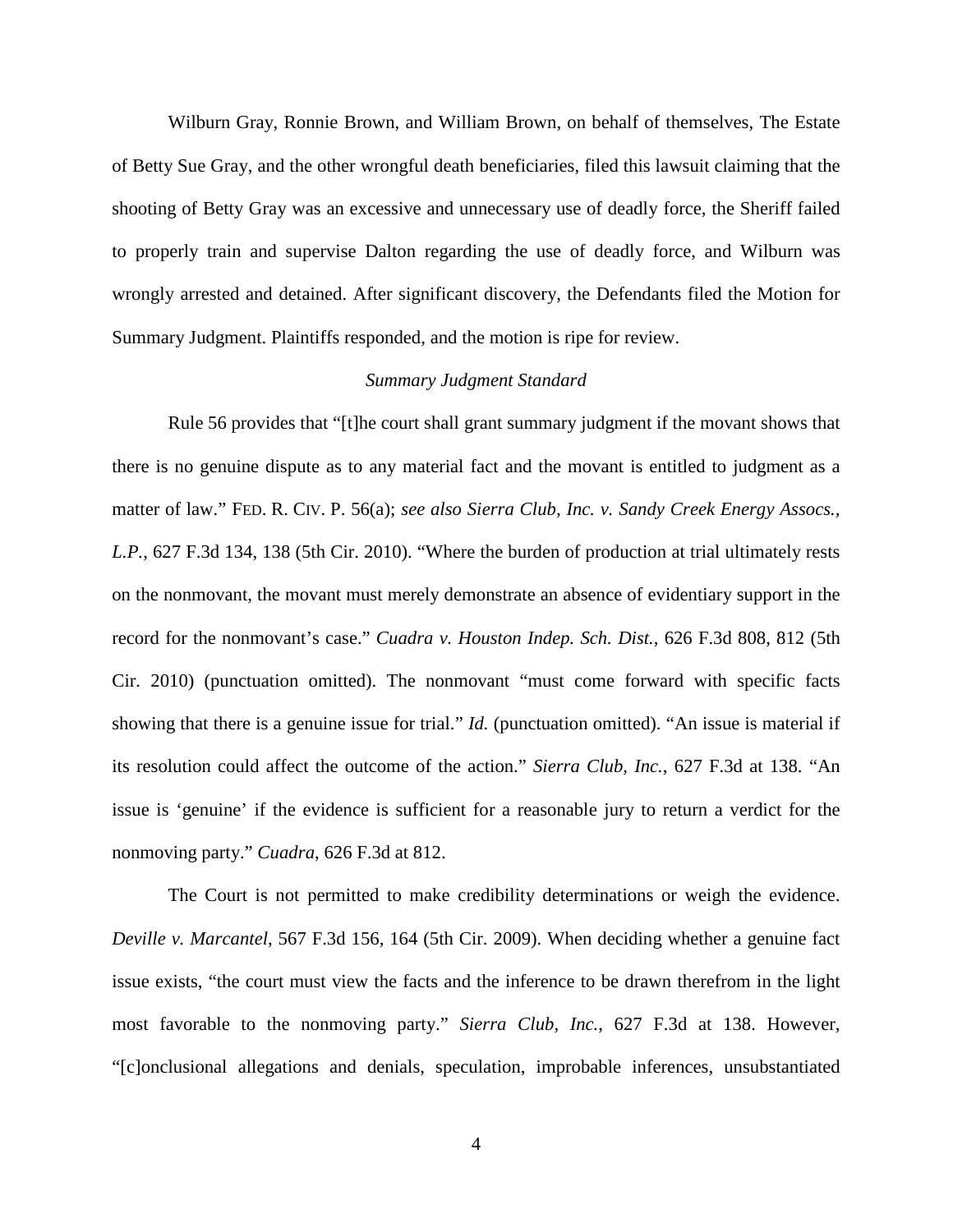Wilburn Gray, Ronnie Brown, and William Brown, on behalf of themselves, The Estate of Betty Sue Gray, and the other wrongful death beneficiaries, filed this lawsuit claiming that the shooting of Betty Gray was an excessive and unnecessary use of deadly force, the Sheriff failed to properly train and supervise Dalton regarding the use of deadly force, and Wilburn was wrongly arrested and detained. After significant discovery, the Defendants filed the Motion for Summary Judgment. Plaintiffs responded, and the motion is ripe for review.

*Summary Judgment Standard*

Rule 56 provides that "[t]he court shall grant summary judgment if the movant shows that there is no genuine dispute as to any material fact and the movant is entitled to judgment as a matter of law." FED. R. CIV. P. 56(a); *see also Sierra Club, Inc. v. Sandy Creek Energy Assocs., L.P.*, 627 F.3d 134, 138 (5th Cir. 2010). "Where the burden of production at trial ultimately rests on the nonmovant, the movant must merely demonstrate an absence of evidentiary support in the record for the nonmovant's case." *Cuadra v. Houston Indep. Sch. Dist.*, 626 F.3d 808, 812 (5th Cir. 2010) (punctuation omitted). The nonmovant "must come forward with specific facts showing that there is a genuine issue for trial." *Id.* (punctuation omitted). "An issue is material if its resolution could affect the outcome of the action." *Sierra Club, Inc.*, 627 F.3d at 138. "An issue is 'genuine' if the evidence is sufficient for a reasonable jury to return a verdict for the nonmoving party." *Cuadra*, 626 F.3d at 812.

The Court is not permitted to make credibility determinations or weigh the evidence. *Deville v. Marcantel*, 567 F.3d 156, 164 (5th Cir. 2009). When deciding whether a genuine fact issue exists, "the court must view the facts and the inference to be drawn therefrom in the light most favorable to the nonmoving party." *Sierra Club, Inc.*, 627 F.3d at 138. However, "[c]onclusional allegations and denials, speculation, improbable inferences, unsubstantiated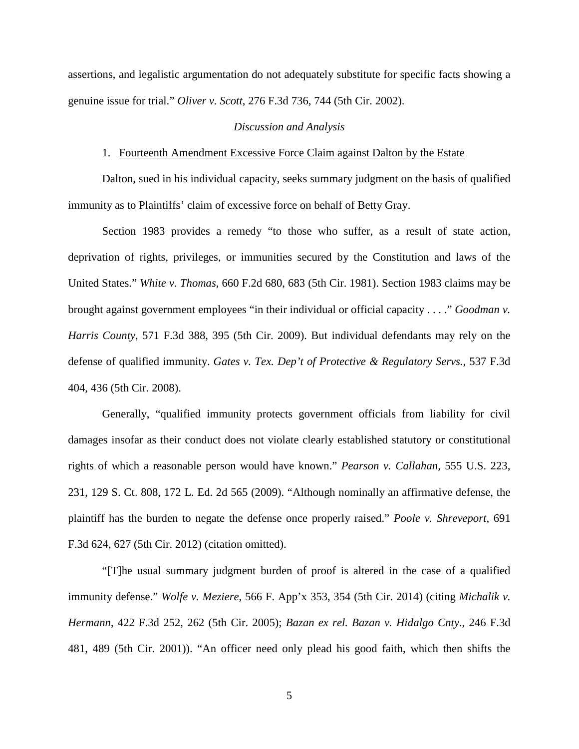assertions, and legalistic argumentation do not adequately substitute for specific facts showing a genuine issue for trial." *Oliver v. Scott*, 276 F.3d 736, 744 (5th Cir. 2002).

*Discussion and Analysis*

1. Fourteenth Amendment Excessive Force Claim against Dalton by the Estate

Dalton, sued in his individual capacity, seeks summary judgment on the basis of qualified immunity as to Plaintiffs' claim of excessive force on behalf of Betty Gray.

Section 1983 provides a remedy "to those who suffer, as a result of state action, deprivation of rights, privileges, or immunities secured by the Constitution and laws of the United States." *White v. Thomas*, 660 F.2d 680, 683 (5th Cir. 1981). Section 1983 claims may be brought against government employees "in their individual or official capacity . . . ." *Goodman v. Harris County*, 571 F.3d 388, 395 (5th Cir. 2009). But individual defendants may rely on the defense of qualified immunity. *Gates v. Tex. Dep't of Protective & Regulatory Servs.*, 537 F.3d 404, 436 (5th Cir. 2008).

Generally, "qualified immunity protects government officials from liability for civil damages insofar as their conduct does not violate clearly established statutory or constitutional rights of which a reasonable person would have known." *Pearson v. Callahan*, 555 U.S. 223, 231, 129 S. Ct. 808, 172 L. Ed. 2d 565 (2009). "Although nominally an affirmative defense, the plaintiff has the burden to negate the defense once properly raised." *Poole v. Shreveport*, 691 F.3d 624, 627 (5th Cir. 2012) (citation omitted).

"[T]he usual summary judgment burden of proof is altered in the case of a qualified immunity defense." *Wolfe v. Meziere*, 566 F. App'x 353, 354 (5th Cir. 2014) (citing *Michalik v. Hermann*, 422 F.3d 252, 262 (5th Cir. 2005); *Bazan ex rel. Bazan v. Hidalgo Cnty.*, 246 F.3d 481, 489 (5th Cir. 2001)). "An officer need only plead his good faith, which then shifts the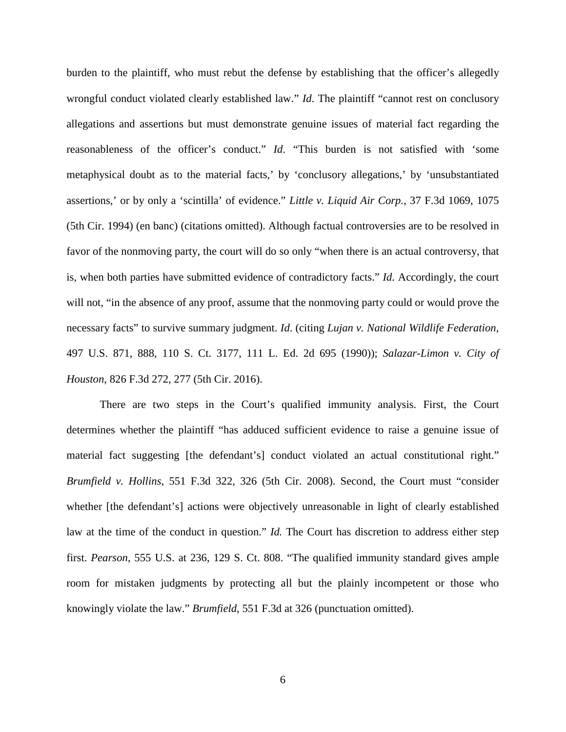burden to the plaintiff, who must rebut the defense by establishing that the officer's allegedly wrongful conduct violated clearly established law." *Id*. The plaintiff "cannot rest on conclusory allegations and assertions but must demonstrate genuine issues of material fact regarding the reasonableness of the officer's conduct." *Id*. "This burden is not satisfied with 'some metaphysical doubt as to the material facts,' by 'conclusory allegations,' by 'unsubstantiated assertions,' or by only a 'scintilla' of evidence." *Little v. Liquid Air Corp.*, 37 F.3d 1069, 1075 (5th Cir. 1994) (en banc) (citations omitted). Although factual controversies are to be resolved in favor of the nonmoving party, the court will do so only "when there is an actual controversy, that is, when both parties have submitted evidence of contradictory facts." *Id*. Accordingly, the court will not, "in the absence of any proof, assume that the nonmoving party could or would prove the necessary facts" to survive summary judgment. *Id*. (citing *Lujan v. National Wildlife Federation*, 497 U.S. 871, 888, 110 S. Ct. 3177, 111 L. Ed. 2d 695 (1990)); *Salazar-Limon v. City of Houston*, 826 F.3d 272, 277 (5th Cir. 2016).

There are two steps in the Court's qualified immunity analysis. First, the Court determines whether the plaintiff "has adduced sufficient evidence to raise a genuine issue of material fact suggesting [the defendant's] conduct violated an actual constitutional right." *Brumfield v. Hollins*, 551 F.3d 322, 326 (5th Cir. 2008). Second, the Court must "consider whether [the defendant's] actions were objectively unreasonable in light of clearly established law at the time of the conduct in question." *Id.* The Court has discretion to address either step first. *Pearson*, 555 U.S. at 236, 129 S. Ct. 808. "The qualified immunity standard gives ample room for mistaken judgments by protecting all but the plainly incompetent or those who knowingly violate the law." *Brumfield*, 551 F.3d at 326 (punctuation omitted).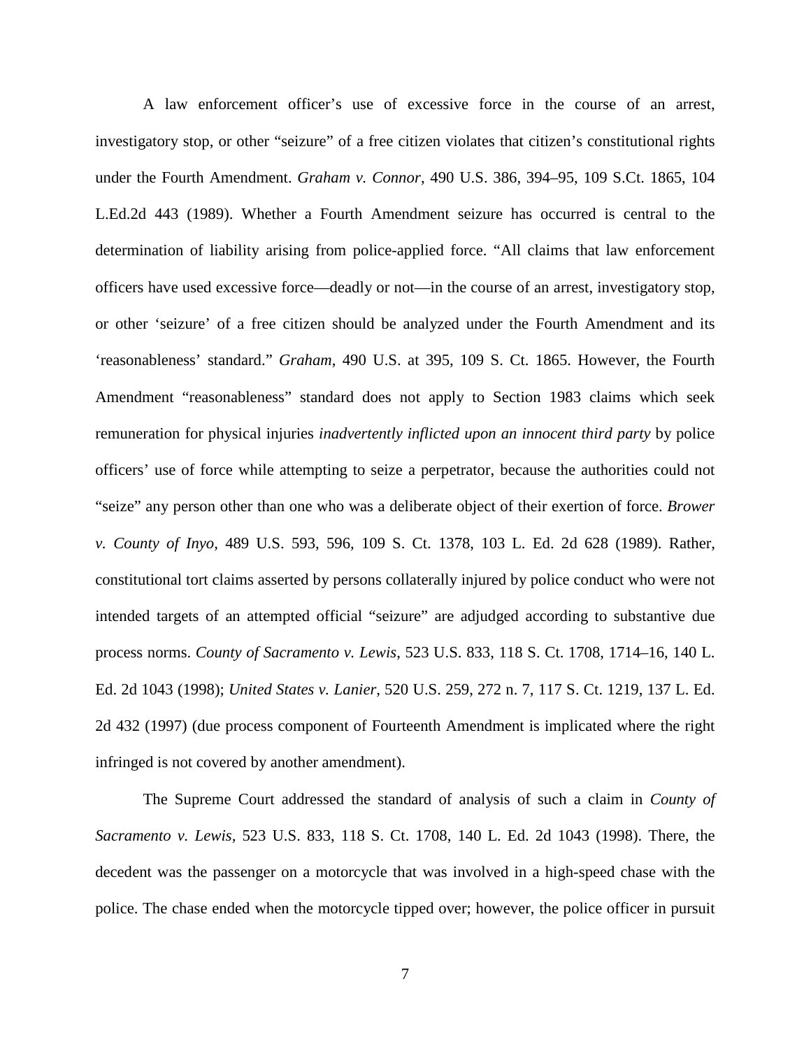A law enforcement officer's use of excessive force in the course of an arrest, investigatory stop, or other "seizure" of a free citizen violates that citizen's constitutional rights under the Fourth Amendment. *Graham v. Connor*, 490 U.S. 386, 394–95, 109 S.Ct. 1865, 104 L.Ed.2d 443 (1989). Whether a Fourth Amendment seizure has occurred is central to the determination of liability arising from police-applied force. "All claims that law enforcement officers have used excessive force—deadly or not—in the course of an arrest, investigatory stop, or other 'seizure' of a free citizen should be analyzed under the Fourth Amendment and its 'reasonableness' standard." *Graham*, 490 U.S. at 395, 109 S. Ct. 1865. However, the Fourth Amendment "reasonableness" standard does not apply to Section 1983 claims which seek remuneration for physical injuries *inadvertently inflicted upon an innocent third party* by police officers' use of force while attempting to seize a perpetrator, because the authorities could not "seize" any person other than one who was a deliberate object of their exertion of force. *Brower v. County of Inyo*, 489 U.S. 593, 596, 109 S. Ct. 1378, 103 L. Ed. 2d 628 (1989). Rather, constitutional tort claims asserted by persons collaterally injured by police conduct who were not intended targets of an attempted official "seizure" are adjudged according to substantive due process norms. *County of Sacramento v. Lewis*, 523 U.S. 833, 118 S. Ct. 1708, 1714–16, 140 L. Ed. 2d 1043 (1998); *United States v. Lanier*, 520 U.S. 259, 272 n. 7, 117 S. Ct. 1219, 137 L. Ed. 2d 432 (1997) (due process component of Fourteenth Amendment is implicated where the right infringed is not covered by another amendment).

The Supreme Court addressed the standard of analysis of such a claim in *County of Sacramento v. Lewis*, 523 U.S. 833, 118 S. Ct. 1708, 140 L. Ed. 2d 1043 (1998). There, the decedent was the passenger on a motorcycle that was involved in a high-speed chase with the police. The chase ended when the motorcycle tipped over; however, the police officer in pursuit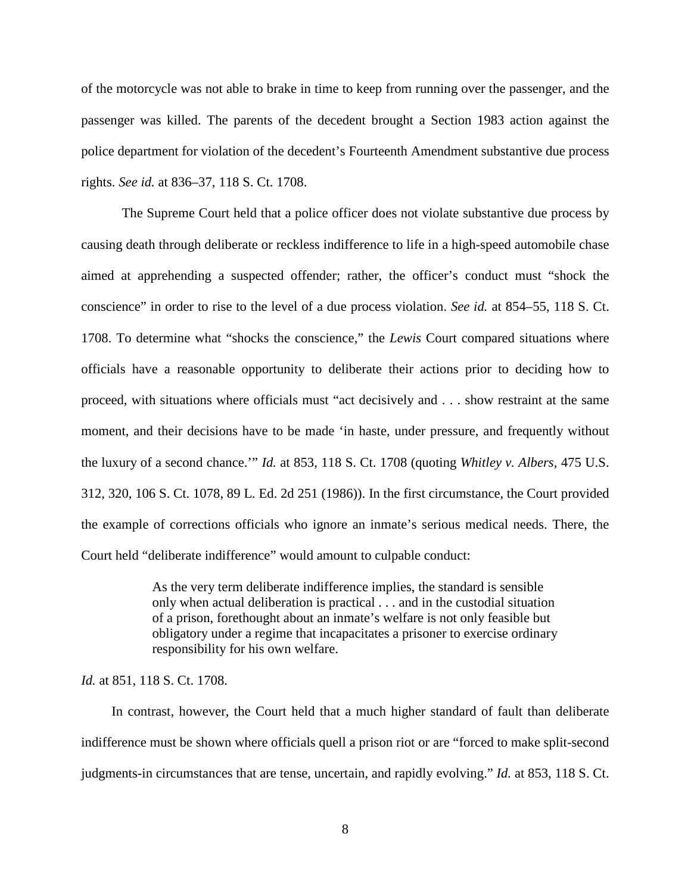of the motorcycle was not able to brake in time to keep from running over the passenger, and the passenger was killed. The parents of the decedent brought a Section 1983 action against the police department for violation of the decedent's Fourteenth Amendment substantive due process rights. *See id.* at 836–37, 118 S. Ct. 1708.

The Supreme Court held that a police officer does not violate substantive due process by causing death through deliberate or reckless indifference to life in a high-speed automobile chase aimed at apprehending a suspected offender; rather, the officer's conduct must "shock the conscience" in order to rise to the level of a due process violation. *See id.* at 854–55, 118 S. Ct. 1708. To determine what "shocks the conscience," the *Lewis* Court compared situations where officials have a reasonable opportunity to deliberate their actions prior to deciding how to proceed, with situations where officials must "act decisively and . . . show restraint at the same moment, and their decisions have to be made 'in haste, under pressure, and frequently without the luxury of a second chance.'" *Id.* at 853, 118 S. Ct. 1708 (quoting *Whitley v. Albers,* 475 U.S. 312, 320, 106 S. Ct. 1078, 89 L. Ed. 2d 251 (1986)). In the first circumstance, the Court provided the example of corrections officials who ignore an inmate's serious medical needs. There, the Court held "deliberate indifference" would amount to culpable conduct:

> As the very term deliberate indifference implies, the standard is sensible only when actual deliberation is practical . . . and in the custodial situation of a prison, forethought about an inmate's welfare is not only feasible but obligatory under a regime that incapacitates a prisoner to exercise ordinary responsibility for his own welfare.

*Id.* at 851, 118 S. Ct. 1708.

In contrast, however, the Court held that a much higher standard of fault than deliberate indifference must be shown where officials quell a prison riot or are "forced to make split-second judgments-in circumstances that are tense, uncertain, and rapidly evolving." *Id.* at 853, 118 S. Ct.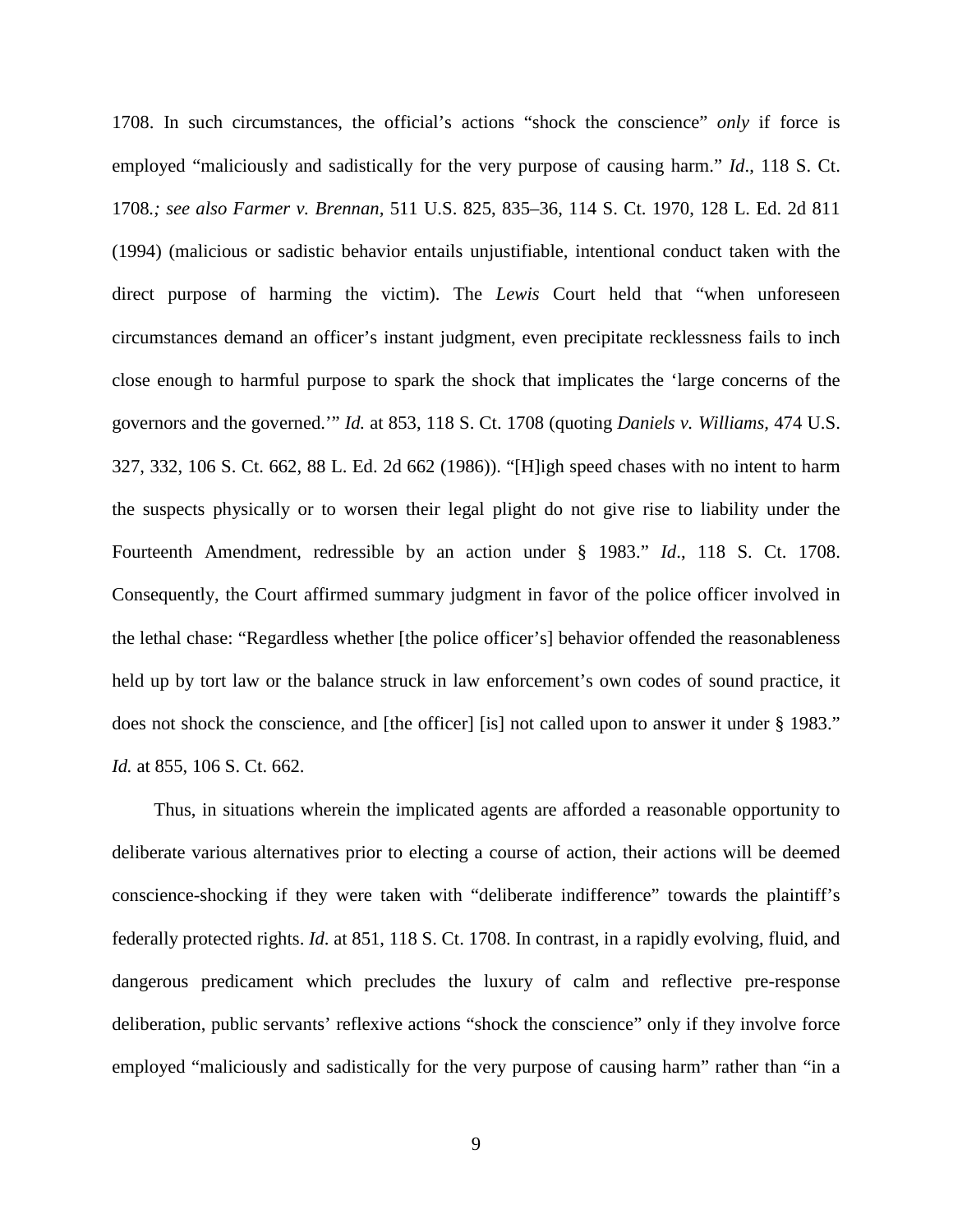1708. In such circumstances, the official's actions "shock the conscience" *only* if force is employed "maliciously and sadistically for the very purpose of causing harm." *Id*., 118 S. Ct. 1708.*; see also Farmer v. Brennan,* 511 U.S. 825, 835–36, 114 S. Ct. 1970, 128 L. Ed. 2d 811 (1994) (malicious or sadistic behavior entails unjustifiable, intentional conduct taken with the direct purpose of harming the victim). The *Lewis* Court held that "when unforeseen circumstances demand an officer's instant judgment, even precipitate recklessness fails to inch close enough to harmful purpose to spark the shock that implicates the 'large concerns of the governors and the governed.'" *Id.* at 853, 118 S. Ct. 1708 (quoting *Daniels v. Williams,* 474 U.S. 327, 332, 106 S. Ct. 662, 88 L. Ed. 2d 662 (1986)). "[H]igh speed chases with no intent to harm the suspects physically or to worsen their legal plight do not give rise to liability under the Fourteenth Amendment, redressible by an action under § 1983." *Id*., 118 S. Ct. 1708. Consequently, the Court affirmed summary judgment in favor of the police officer involved in the lethal chase: "Regardless whether [the police officer's] behavior offended the reasonableness held up by tort law or the balance struck in law enforcement's own codes of sound practice, it does not shock the conscience, and [the officer] [is] not called upon to answer it under § 1983." *Id.* at 855, 106 S. Ct. 662.

Thus, in situations wherein the implicated agents are afforded a reasonable opportunity to deliberate various alternatives prior to electing a course of action, their actions will be deemed conscience-shocking if they were taken with "deliberate indifference" towards the plaintiff's federally protected rights. *Id*. at 851, 118 S. Ct. 1708. In contrast, in a rapidly evolving, fluid, and dangerous predicament which precludes the luxury of calm and reflective pre-response deliberation, public servants' reflexive actions "shock the conscience" only if they involve force employed "maliciously and sadistically for the very purpose of causing harm" rather than "in a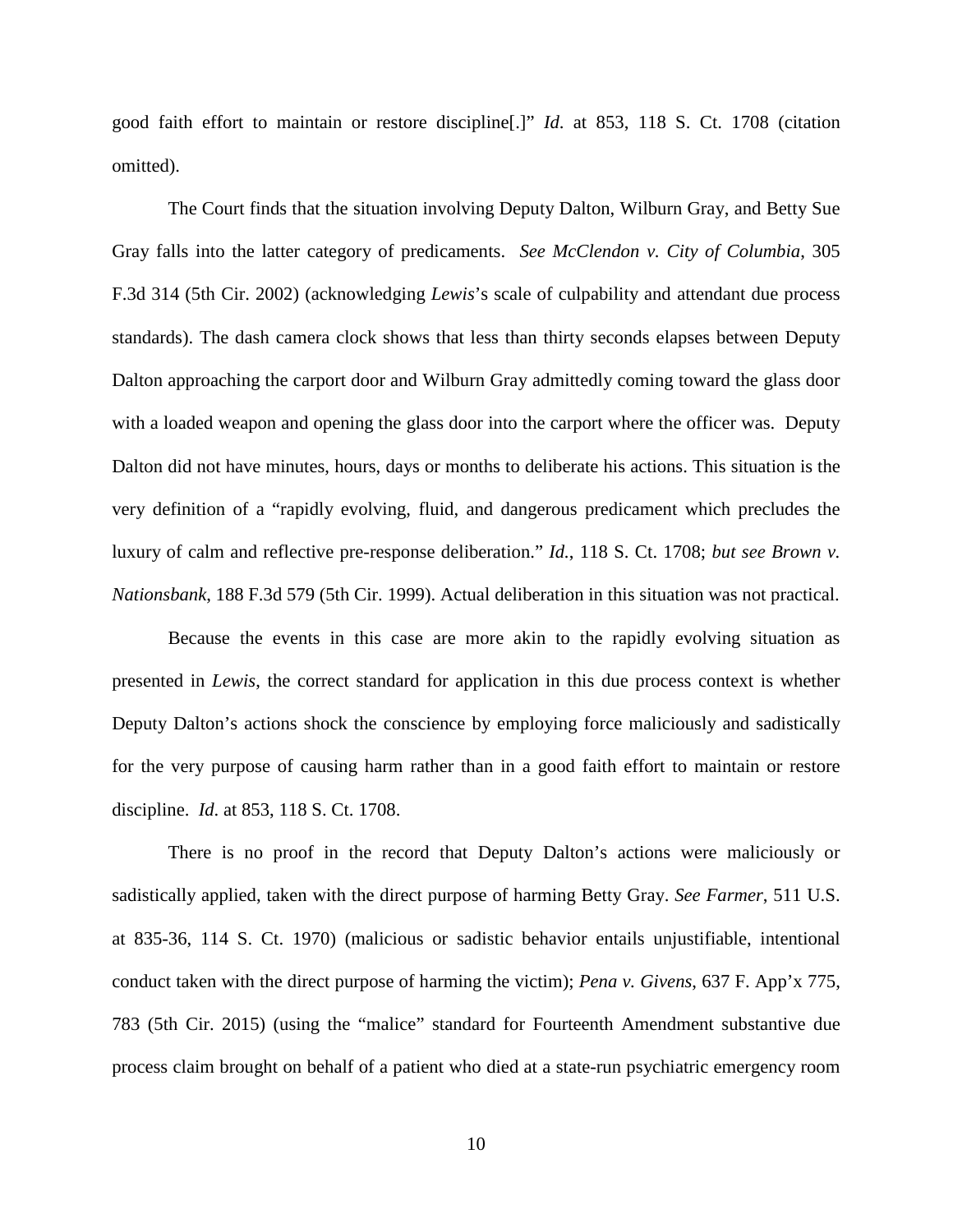good faith effort to maintain or restore discipline[.]" *Id*. at 853, 118 S. Ct. 1708 (citation omitted).

The Court finds that the situation involving Deputy Dalton, Wilburn Gray, and Betty Sue Gray falls into the latter category of predicaments. *See McClendon v. City of Columbia*, 305 F.3d 314 (5th Cir. 2002) (acknowledging *Lewis*'s scale of culpability and attendant due process standards). The dash camera clock shows that less than thirty seconds elapses between Deputy Dalton approaching the carport door and Wilburn Gray admittedly coming toward the glass door with a loaded weapon and opening the glass door into the carport where the officer was. Deputy Dalton did not have minutes, hours, days or months to deliberate his actions. This situation is the very definition of a "rapidly evolving, fluid, and dangerous predicament which precludes the luxury of calm and reflective pre-response deliberation." *Id.*, 118 S. Ct. 1708; *but see Brown v. Nationsbank*, 188 F.3d 579 (5th Cir. 1999). Actual deliberation in this situation was not practical.

Because the events in this case are more akin to the rapidly evolving situation as presented in *Lewis*, the correct standard for application in this due process context is whether Deputy Dalton's actions shock the conscience by employing force maliciously and sadistically for the very purpose of causing harm rather than in a good faith effort to maintain or restore discipline. *Id*. at 853, 118 S. Ct. 1708.

There is no proof in the record that Deputy Dalton's actions were maliciously or sadistically applied, taken with the direct purpose of harming Betty Gray. *See Farmer*, 511 U.S. at 835-36, 114 S. Ct. 1970) (malicious or sadistic behavior entails unjustifiable, intentional conduct taken with the direct purpose of harming the victim); *Pena v. Givens*, 637 F. App'x 775, 783 (5th Cir. 2015) (using the "malice" standard for Fourteenth Amendment substantive due process claim brought on behalf of a patient who died at a state-run psychiatric emergency room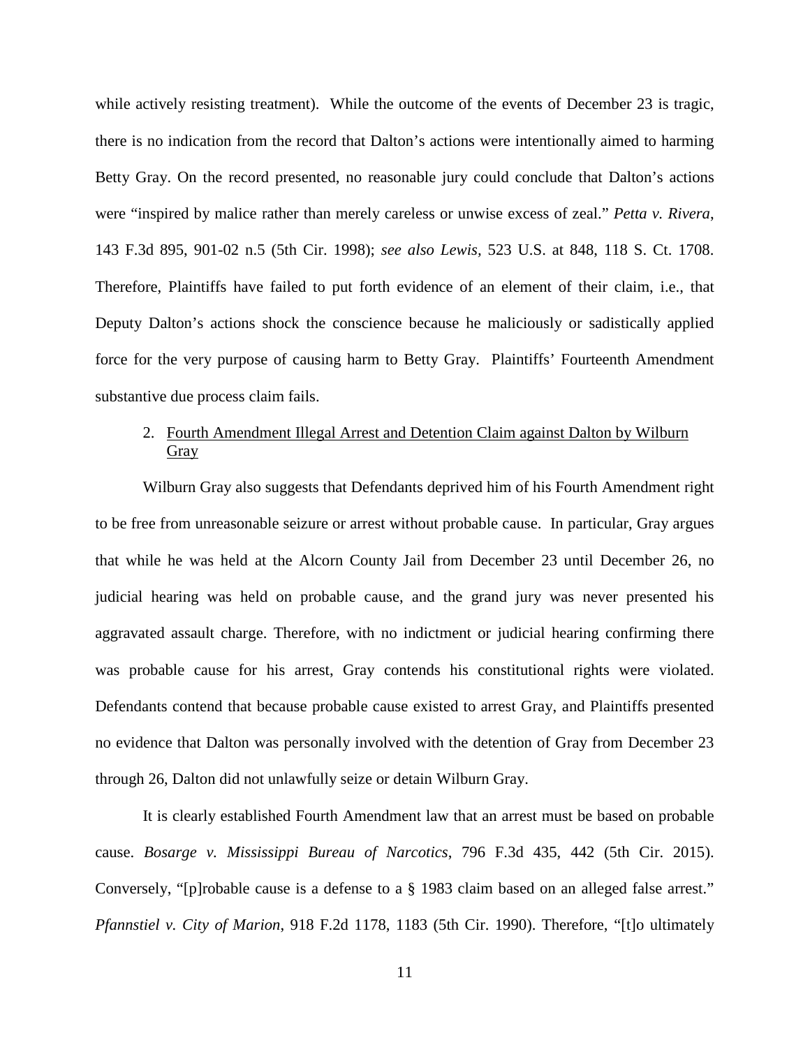while actively resisting treatment). While the outcome of the events of December 23 is tragic, there is no indication from the record that Dalton's actions were intentionally aimed to harming Betty Gray. On the record presented, no reasonable jury could conclude that Dalton's actions were "inspired by malice rather than merely careless or unwise excess of zeal." *Petta v. Rivera*, 143 F.3d 895, 901-02 n.5 (5th Cir. 1998); *see also Lewis*, 523 U.S. at 848, 118 S. Ct. 1708. Therefore, Plaintiffs have failed to put forth evidence of an element of their claim, i.e., that Deputy Dalton's actions shock the conscience because he maliciously or sadistically applied force for the very purpose of causing harm to Betty Gray. Plaintiffs' Fourteenth Amendment substantive due process claim fails.

2. Fourth Amendment Illegal Arrest and Detention Claim against Dalton by Wilburn Gray

Wilburn Gray also suggests that Defendants deprived him of his Fourth Amendment right to be free from unreasonable seizure or arrest without probable cause. In particular, Gray argues that while he was held at the Alcorn County Jail from December 23 until December 26, no judicial hearing was held on probable cause, and the grand jury was never presented his aggravated assault charge. Therefore, with no indictment or judicial hearing confirming there was probable cause for his arrest, Gray contends his constitutional rights were violated. Defendants contend that because probable cause existed to arrest Gray, and Plaintiffs presented no evidence that Dalton was personally involved with the detention of Gray from December 23 through 26, Dalton did not unlawfully seize or detain Wilburn Gray.

It is clearly established Fourth Amendment law that an arrest must be based on probable cause. *Bosarge v. Mississippi Bureau of Narcotics*, 796 F.3d 435, 442 (5th Cir. 2015). Conversely, "[p]robable cause is a defense to a § 1983 claim based on an alleged false arrest." *Pfannstiel v. City of Marion*, 918 F.2d 1178, 1183 (5th Cir. 1990). Therefore, "[t]o ultimately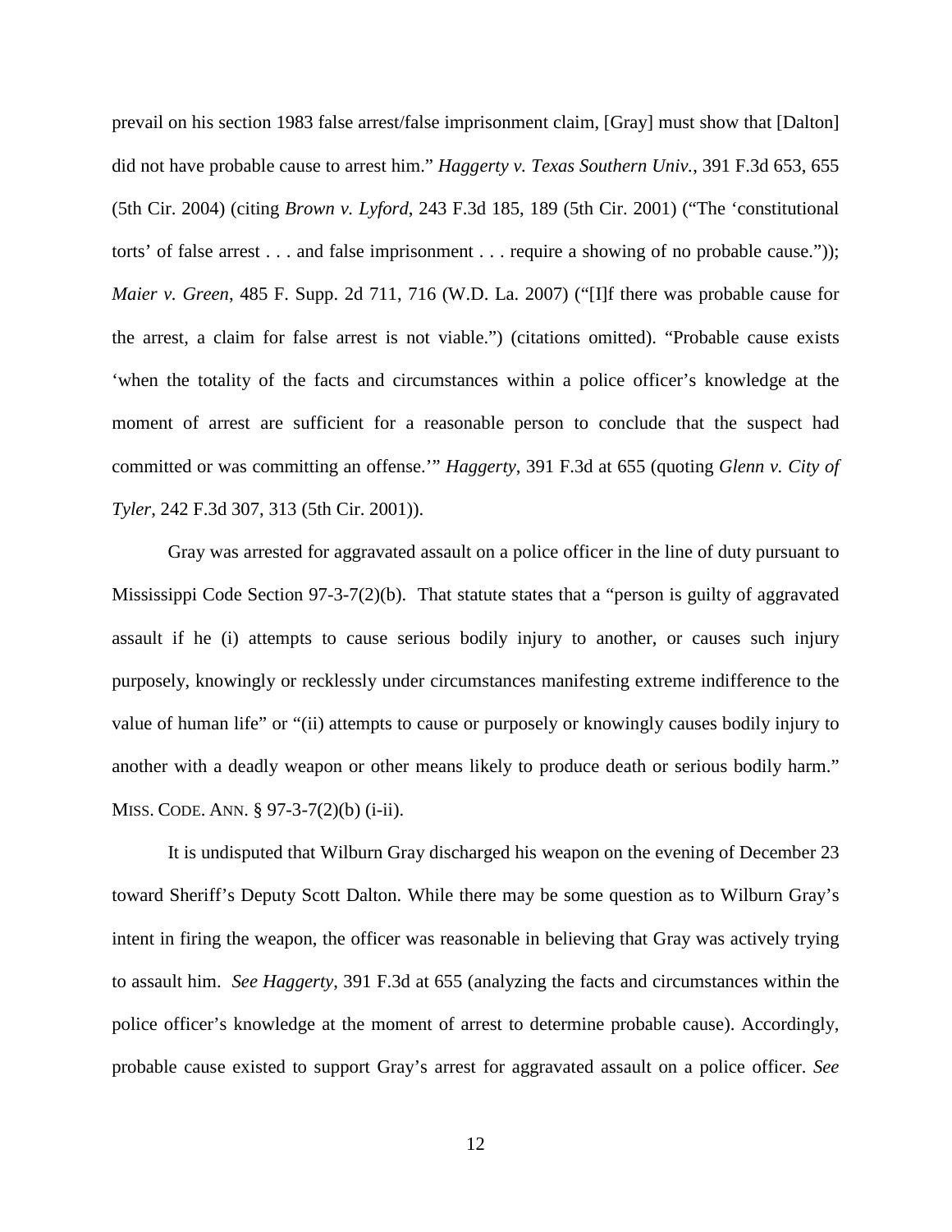prevail on his section 1983 false arrest/false imprisonment claim, [Gray] must show that [Dalton] did not have probable cause to arrest him." *Haggerty v. Texas Southern Univ.*, 391 F.3d 653, 655 (5th Cir. 2004) (citing *Brown v. Lyford*, 243 F.3d 185, 189 (5th Cir. 2001) ("The 'constitutional torts' of false arrest . . . and false imprisonment . . . require a showing of no probable cause.")); *Maier v. Green*, 485 F. Supp. 2d 711, 716 (W.D. La. 2007) ("[I]f there was probable cause for the arrest, a claim for false arrest is not viable.") (citations omitted). "Probable cause exists 'when the totality of the facts and circumstances within a police officer's knowledge at the moment of arrest are sufficient for a reasonable person to conclude that the suspect had committed or was committing an offense.'" *Haggerty*, 391 F.3d at 655 (quoting *Glenn v. City of Tyler*, 242 F.3d 307, 313 (5th Cir. 2001)).

Gray was arrested for aggravated assault on a police officer in the line of duty pursuant to Mississippi Code Section 97-3-7(2)(b). That statute states that a "person is guilty of aggravated assault if he (i) attempts to cause serious bodily injury to another, or causes such injury purposely, knowingly or recklessly under circumstances manifesting extreme indifference to the value of human life" or "(ii) attempts to cause or purposely or knowingly causes bodily injury to another with a deadly weapon or other means likely to produce death or serious bodily harm." MISS. CODE. ANN. § 97-3-7(2)(b) (i-ii).

It is undisputed that Wilburn Gray discharged his weapon on the evening of December 23 toward Sheriff's Deputy Scott Dalton. While there may be some question as to Wilburn Gray's intent in firing the weapon, the officer was reasonable in believing that Gray was actively trying to assault him. *See Haggerty*, 391 F.3d at 655 (analyzing the facts and circumstances within the police officer's knowledge at the moment of arrest to determine probable cause). Accordingly, probable cause existed to support Gray's arrest for aggravated assault on a police officer. *See*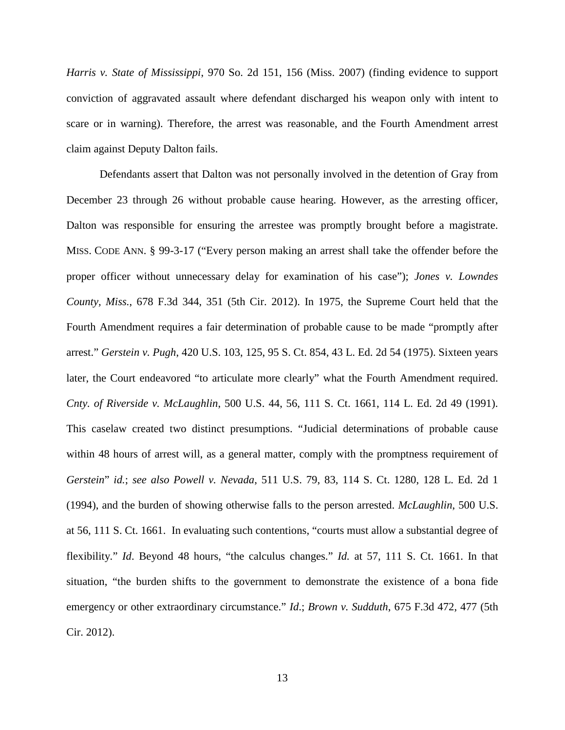*Harris v. State of Mississippi*, 970 So. 2d 151, 156 (Miss. 2007) (finding evidence to support conviction of aggravated assault where defendant discharged his weapon only with intent to scare or in warning). Therefore, the arrest was reasonable, and the Fourth Amendment arrest claim against Deputy Dalton fails.

Defendants assert that Dalton was not personally involved in the detention of Gray from December 23 through 26 without probable cause hearing. However, as the arresting officer, Dalton was responsible for ensuring the arrestee was promptly brought before a magistrate. MISS. CODE ANN. § 99-3-17 ("Every person making an arrest shall take the offender before the proper officer without unnecessary delay for examination of his case"); *Jones v. Lowndes County, Miss.*, 678 F.3d 344, 351 (5th Cir. 2012). In 1975, the Supreme Court held that the Fourth Amendment requires a fair determination of probable cause to be made "promptly after arrest." *Gerstein v. Pugh*, 420 U.S. 103, 125, 95 S. Ct. 854, 43 L. Ed. 2d 54 (1975). Sixteen years later, the Court endeavored "to articulate more clearly" what the Fourth Amendment required. *Cnty. of Riverside v. McLaughlin*, 500 U.S. 44, 56, 111 S. Ct. 1661, 114 L. Ed. 2d 49 (1991). This caselaw created two distinct presumptions. "Judicial determinations of probable cause within 48 hours of arrest will, as a general matter, comply with the promptness requirement of *Gerstein*" *id.*; *see also Powell v. Nevada*, 511 U.S. 79, 83, 114 S. Ct. 1280, 128 L. Ed. 2d 1 (1994), and the burden of showing otherwise falls to the person arrested. *McLaughlin*, 500 U.S. at 56, 111 S. Ct. 1661. In evaluating such contentions, "courts must allow a substantial degree of flexibility." *Id*. Beyond 48 hours, "the calculus changes." *Id.* at 57, 111 S. Ct. 1661. In that situation, "the burden shifts to the government to demonstrate the existence of a bona fide emergency or other extraordinary circumstance." *Id.*; *Brown v. Sudduth*, 675 F.3d 472, 477 (5th Cir. 2012).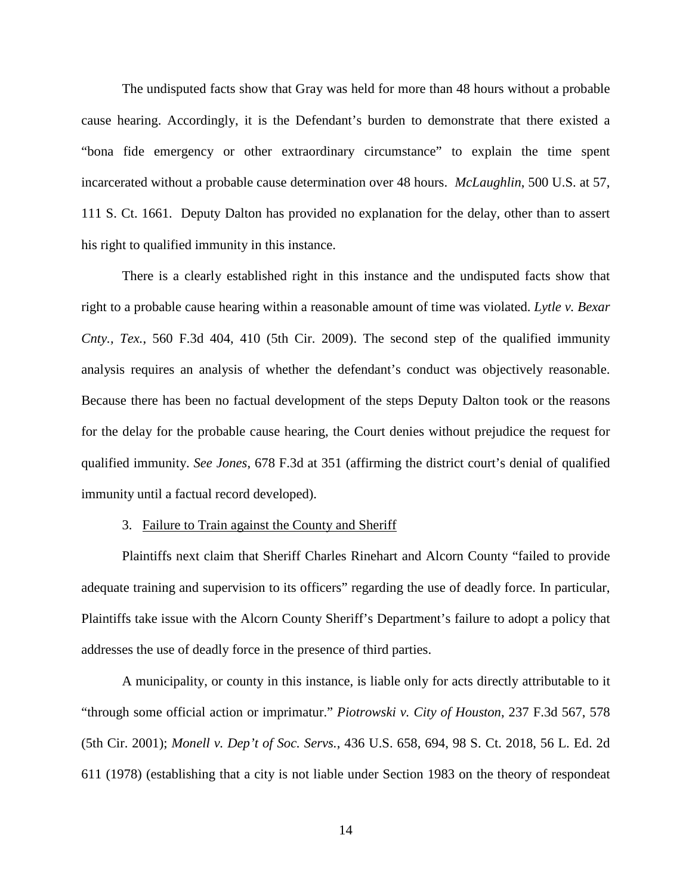The undisputed facts show that Gray was held for more than 48 hours without a probable cause hearing. Accordingly, it is the Defendant's burden to demonstrate that there existed a "bona fide emergency or other extraordinary circumstance" to explain the time spent incarcerated without a probable cause determination over 48 hours. *McLaughlin*, 500 U.S. at 57, 111 S. Ct. 1661. Deputy Dalton has provided no explanation for the delay, other than to assert his right to qualified immunity in this instance.

There is a clearly established right in this instance and the undisputed facts show that right to a probable cause hearing within a reasonable amount of time was violated. *Lytle v. Bexar Cnty., Tex.*, 560 F.3d 404, 410 (5th Cir. 2009). The second step of the qualified immunity analysis requires an analysis of whether the defendant's conduct was objectively reasonable. Because there has been no factual development of the steps Deputy Dalton took or the reasons for the delay for the probable cause hearing, the Court denies without prejudice the request for qualified immunity. *See Jones*, 678 F.3d at 351 (affirming the district court's denial of qualified immunity until a factual record developed).

3. <u>Failure to Train against the County and Sheriff</u>

Plaintiffs next claim that Sheriff Charles Rinehart and Alcorn County "failed to provide adequate training and supervision to its officers" regarding the use of deadly force. In particular, Plaintiffs take issue with the Alcorn County Sheriff's Department's failure to adopt a policy that addresses the use of deadly force in the presence of third parties.

A municipality, or county in this instance, is liable only for acts directly attributable to it "through some official action or imprimatur." *Piotrowski v. City of Houston*, 237 F.3d 567, 578 (5th Cir. 2001); *Monell v. Dep't of Soc. Servs.*, 436 U.S. 658, 694, 98 S. Ct. 2018, 56 L. Ed. 2d 611 (1978) (establishing that a city is not liable under Section 1983 on the theory of respondeat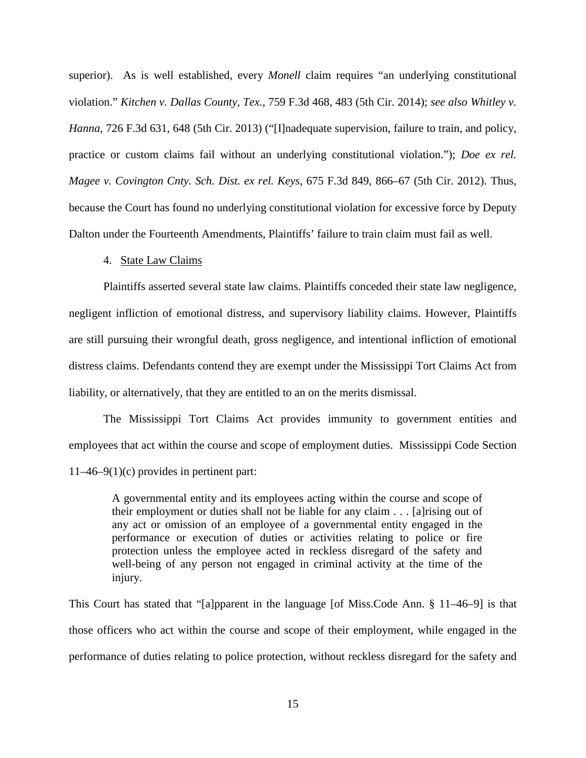superior). As is well established, every *Monell* claim requires "an underlying constitutional violation." *Kitchen v. Dallas County, Tex.*, 759 F.3d 468, 483 (5th Cir. 2014); *see also Whitley v. Hanna*, 726 F.3d 631, 648 (5th Cir. 2013) ("[I]nadequate supervision, failure to train, and policy, practice or custom claims fail without an underlying constitutional violation."); *Doe ex rel. Magee v. Covington Cnty. Sch. Dist. ex rel. Keys*, 675 F.3d 849, 866–67 (5th Cir. 2012). Thus, because the Court has found no underlying constitutional violation for excessive force by Deputy Dalton under the Fourteenth Amendments, Plaintiffs' failure to train claim must fail as well.

4. State Law Claims

Plaintiffs asserted several state law claims. Plaintiffs conceded their state law negligence, negligent infliction of emotional distress, and supervisory liability claims. However, Plaintiffs are still pursuing their wrongful death, gross negligence, and intentional infliction of emotional distress claims. Defendants contend they are exempt under the Mississippi Tort Claims Act from liability, or alternatively, that they are entitled to an on the merits dismissal.

The Mississippi Tort Claims Act provides immunity to government entities and employees that act within the course and scope of employment duties. Mississippi Code Section 11–46–9(1)(c) provides in pertinent part:

> A governmental entity and its employees acting within the course and scope of their employment or duties shall not be liable for any claim . . . [a]rising out of any act or omission of an employee of a governmental entity engaged in the performance or execution of duties or activities relating to police or fire protection unless the employee acted in reckless disregard of the safety and well-being of any person not engaged in criminal activity at the time of the injury.

This Court has stated that "[a]pparent in the language [of Miss.Code Ann. § 11–46–9] is that those officers who act within the course and scope of their employment, while engaged in the performance of duties relating to police protection, without reckless disregard for the safety and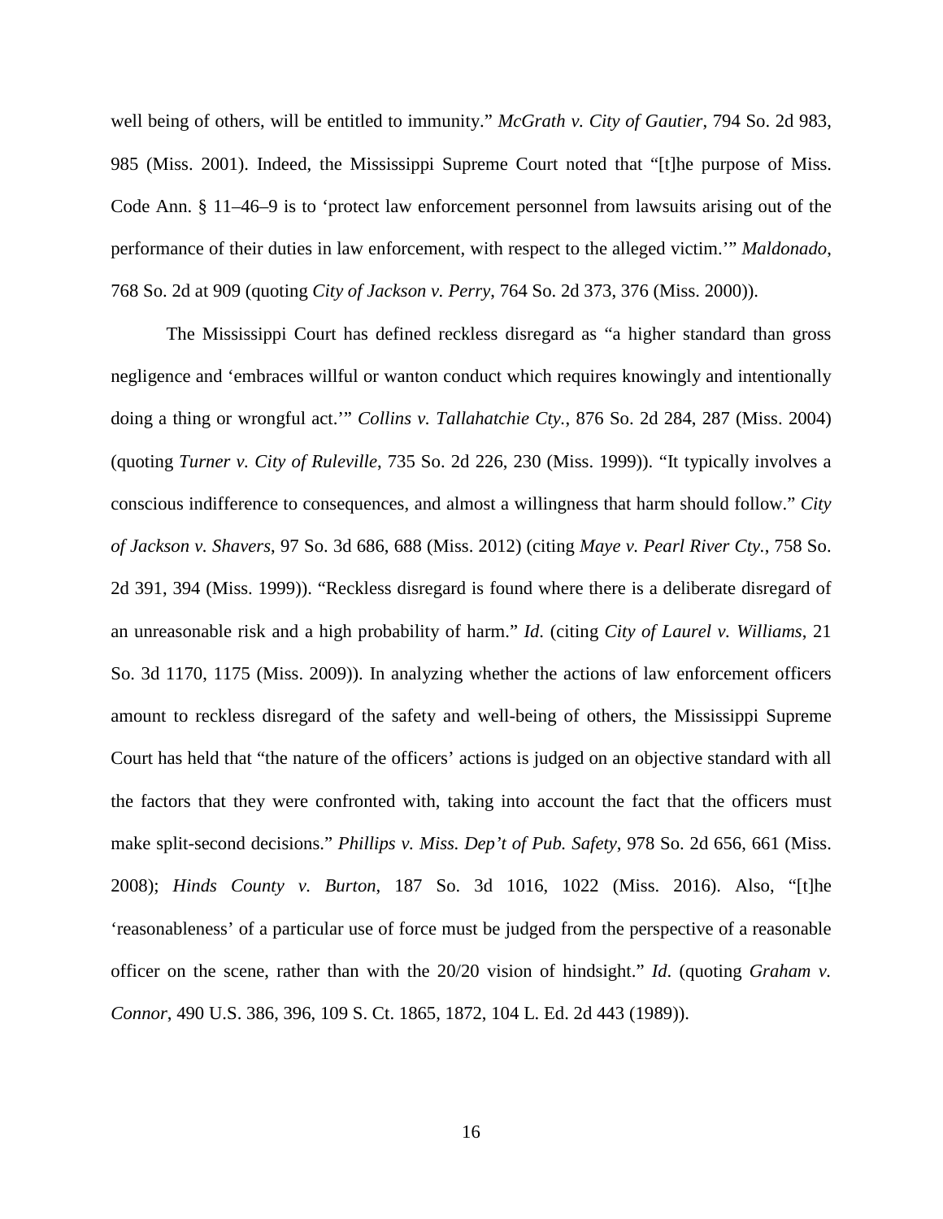well being of others, will be entitled to immunity." *McGrath v. City of Gautier*, 794 So. 2d 983, 985 (Miss. 2001). Indeed, the Mississippi Supreme Court noted that "[t]he purpose of Miss. Code Ann. § 11–46–9 is to 'protect law enforcement personnel from lawsuits arising out of the performance of their duties in law enforcement, with respect to the alleged victim.'" *Maldonado*, 768 So. 2d at 909 (quoting *City of Jackson v. Perry*, 764 So. 2d 373, 376 (Miss. 2000)).

The Mississippi Court has defined reckless disregard as "a higher standard than gross negligence and 'embraces willful or wanton conduct which requires knowingly and intentionally doing a thing or wrongful act.'" *Collins v. Tallahatchie Cty.*, 876 So. 2d 284, 287 (Miss. 2004) (quoting *Turner v. City of Ruleville*, 735 So. 2d 226, 230 (Miss. 1999)). "It typically involves a conscious indifference to consequences, and almost a willingness that harm should follow." *City of Jackson v. Shavers*, 97 So. 3d 686, 688 (Miss. 2012) (citing *Maye v. Pearl River Cty.*, 758 So. 2d 391, 394 (Miss. 1999)). "Reckless disregard is found where there is a deliberate disregard of an unreasonable risk and a high probability of harm." *Id.* (citing *City of Laurel v. Williams*, 21 So. 3d 1170, 1175 (Miss. 2009)). In analyzing whether the actions of law enforcement officers amount to reckless disregard of the safety and well-being of others, the Mississippi Supreme Court has held that "the nature of the officers' actions is judged on an objective standard with all the factors that they were confronted with, taking into account the fact that the officers must make split-second decisions." *Phillips v. Miss. Dep't of Pub. Safety*, 978 So. 2d 656, 661 (Miss. 2008); *Hinds County v. Burton*, 187 So. 3d 1016, 1022 (Miss. 2016). Also, "[t]he 'reasonableness' of a particular use of force must be judged from the perspective of a reasonable officer on the scene, rather than with the 20/20 vision of hindsight." *Id.* (quoting *Graham v. Connor*, 490 U.S. 386, 396, 109 S. Ct. 1865, 1872, 104 L. Ed. 2d 443 (1989)).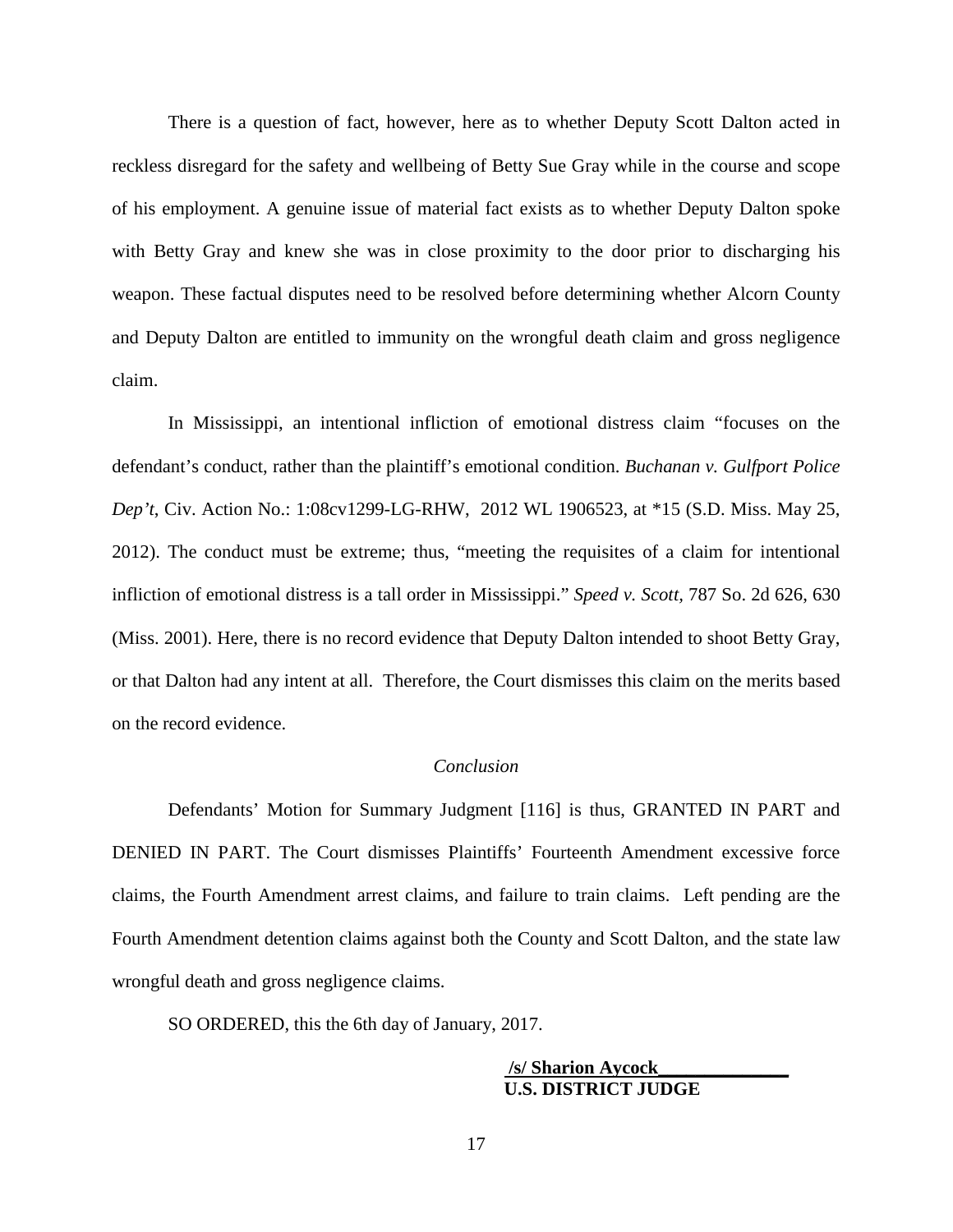There is a question of fact, however, here as to whether Deputy Scott Dalton acted in reckless disregard for the safety and wellbeing of Betty Sue Gray while in the course and scope of his employment. A genuine issue of material fact exists as to whether Deputy Dalton spoke with Betty Gray and knew she was in close proximity to the door prior to discharging his weapon. These factual disputes need to be resolved before determining whether Alcorn County and Deputy Dalton are entitled to immunity on the wrongful death claim and gross negligence claim.

In Mississippi, an intentional infliction of emotional distress claim "focuses on the defendant's conduct, rather than the plaintiff's emotional condition. *Buchanan v. Gulfport Police Dep't*, Civ. Action No.: 1:08cv1299-LG-RHW, 2012 WL 1906523, at *15 (S.D. Miss. May 25, 2012). The conduct must be extreme; thus, "meeting the requisites of a claim for intentional infliction of emotional distress is a tall order in Mississippi." *Speed v. Scott*, 787 So. 2d 626, 630 (Miss. 2001). Here, there is no record evidence that Deputy Dalton intended to shoot Betty Gray, or that Dalton had any intent at all. Therefore, the Court dismisses this claim on the merits based on the record evidence.

*Conclusion*

Defendants' Motion for Summary Judgment [116] is thus, GRANTED IN PART and DENIED IN PART. The Court dismisses Plaintiffs' Fourteenth Amendment excessive force claims, the Fourth Amendment arrest claims, and failure to train claims. Left pending are the Fourth Amendment detention claims against both the County and Scott Dalton, and the state law wrongful death and gross negligence claims.

SO ORDERED, this the 6th day of January, 2017.

**/s/ Sharion Aycock**
**U.S. DISTRICT JUDGE**